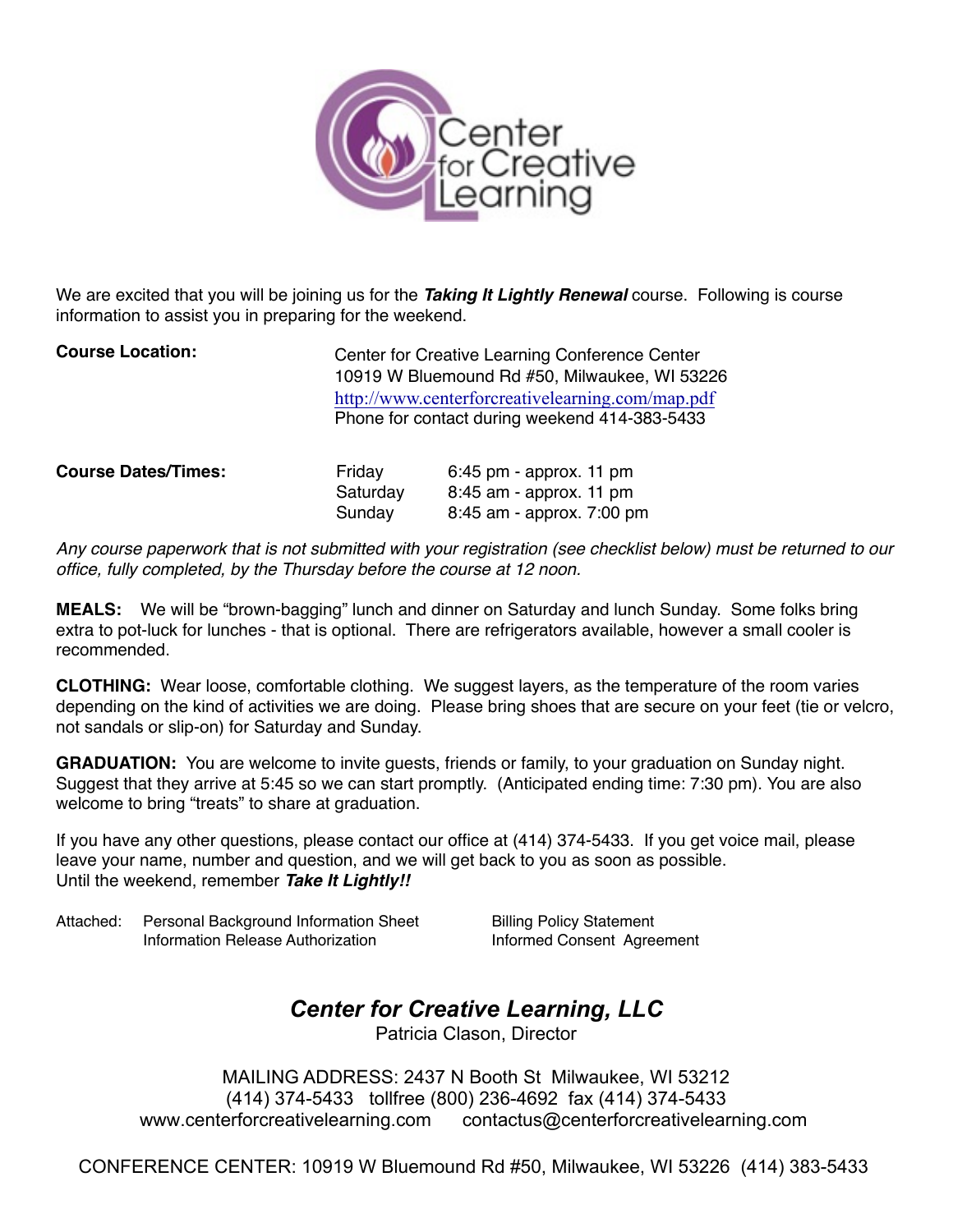# Center for Creative Learning

We are excited that you will be joining us for the ***Taking It Lightly Renewal*** course. Following is course information to assist you in preparing for the weekend.

**Course Location:**

Center for Creative Learning Conference Center
10919 W Bluemound Rd #50, Milwaukee, WI 53226
http://www.centerforcreativelearning.com/map.pdf
Phone for contact during weekend 414-383-5433

**Course Dates/Times:**

| | |
|---|---|
| Friday | 6:45 pm - approx. 11 pm |
| Saturday | 8:45 am - approx. 11 pm |
| Sunday | 8:45 am - approx. 7:00 pm |

*Any course paperwork that is not submitted with your registration (see checklist below) must be returned to our office, fully completed, by the Thursday before the course at 12 noon.*

**MEALS:** We will be "brown-bagging" lunch and dinner on Saturday and lunch Sunday. Some folks bring extra to pot-luck for lunches - that is optional. There are refrigerators available, however a small cooler is recommended.

**CLOTHING:** Wear loose, comfortable clothing. We suggest layers, as the temperature of the room varies depending on the kind of activities we are doing. Please bring shoes that are secure on your feet (tie or velcro, not sandals or slip-on) for Saturday and Sunday.

**GRADUATION:** You are welcome to invite guests, friends or family, to your graduation on Sunday night. Suggest that they arrive at 5:45 so we can start promptly. (Anticipated ending time: 7:30 pm). You are also welcome to bring "treats" to share at graduation.

If you have any other questions, please contact our office at (414) 374-5433. If you get voice mail, please leave your name, number and question, and we will get back to you as soon as possible.
Until the weekend, remember ***Take It Lightly!!***

Attached:
- Personal Background Information Sheet
- Information Release Authorization
- Billing Policy Statement
- Informed Consent Agreement

## *Center for Creative Learning, LLC*

Patricia Clason, Director

MAILING ADDRESS: 2437 N Booth St Milwaukee, WI 53212
(414) 374-5433 tollfree (800) 236-4692 fax (414) 374-5433
www.centerforcreativelearning.com contactus@centerforcreativelearning.com

CONFERENCE CENTER: 10919 W Bluemound Rd #50, Milwaukee, WI 53226 (414) 383-5433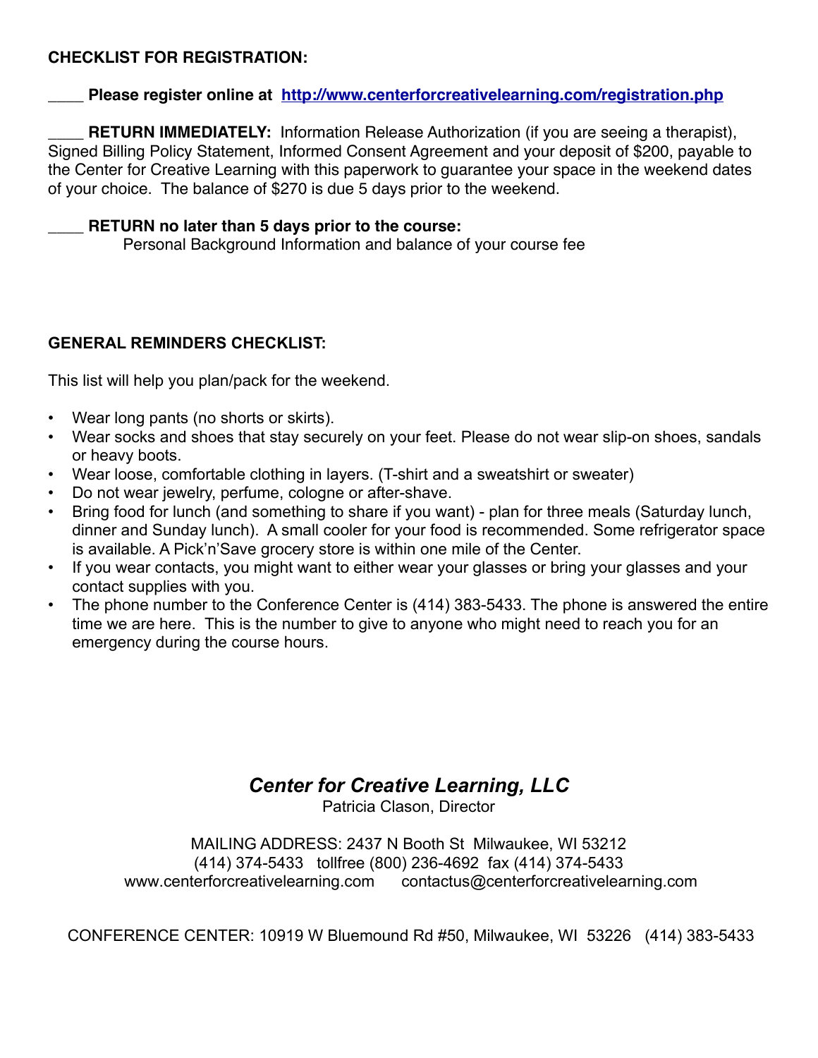**CHECKLIST FOR REGISTRATION:**

\_\_\_\_ **Please register online at [http://www.centerforcreativelearning.com/registration.php](http://www.centerforcreativelearning.com/registration.php)**

\_\_\_\_ **RETURN IMMEDIATELY:** Information Release Authorization (if you are seeing a therapist), Signed Billing Policy Statement, Informed Consent Agreement and your deposit of $200, payable to the Center for Creative Learning with this paperwork to guarantee your space in the weekend dates of your choice. The balance of $270 is due 5 days prior to the weekend.

\_\_\_\_ **RETURN no later than 5 days prior to the course:**
Personal Background Information and balance of your course fee

**GENERAL REMINDERS CHECKLIST:**

This list will help you plan/pack for the weekend.

- Wear long pants (no shorts or skirts).
- Wear socks and shoes that stay securely on your feet. Please do not wear slip-on shoes, sandals or heavy boots.
- Wear loose, comfortable clothing in layers. (T-shirt and a sweatshirt or sweater)
- Do not wear jewelry, perfume, cologne or after-shave.
- Bring food for lunch (and something to share if you want) - plan for three meals (Saturday lunch, dinner and Sunday lunch). A small cooler for your food is recommended. Some refrigerator space is available. A Pick'n'Save grocery store is within one mile of the Center.
- If you wear contacts, you might want to either wear your glasses or bring your glasses and your contact supplies with you.
- The phone number to the Conference Center is (414) 383-5433. The phone is answered the entire time we are here. This is the number to give to anyone who might need to reach you for an emergency during the course hours.

***Center for Creative Learning, LLC***
Patricia Clason, Director

MAILING ADDRESS: 2437 N Booth St Milwaukee, WI 53212
(414) 374-5433 tollfree (800) 236-4692 fax (414) 374-5433
www.centerforcreativelearning.com contactus@centerforcreativelearning.com

CONFERENCE CENTER: 10919 W Bluemound Rd #50, Milwaukee, WI 53226 (414) 383-5433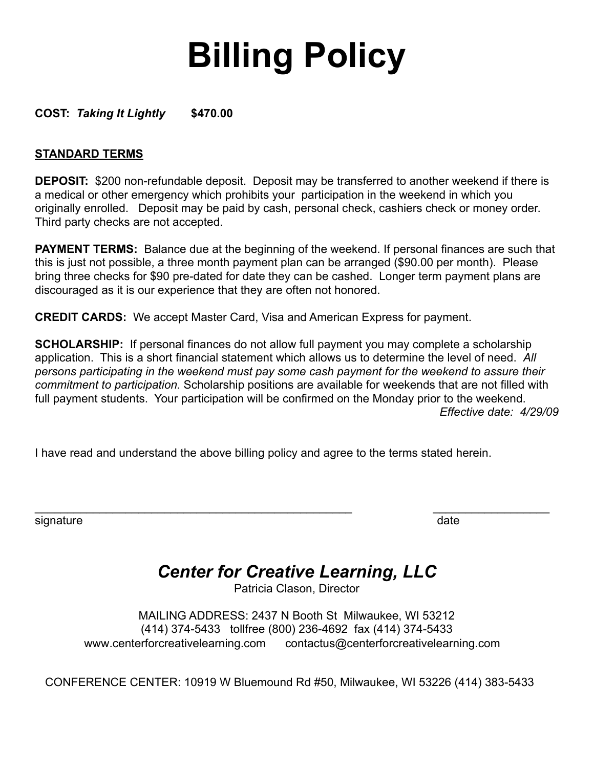# Billing Policy

**COST:** ***Taking It Lightly*** **$470.00**

**STANDARD TERMS**

**DEPOSIT:** $200 non-refundable deposit. Deposit may be transferred to another weekend if there is a medical or other emergency which prohibits your participation in the weekend in which you originally enrolled. Deposit may be paid by cash, personal check, cashiers check or money order. Third party checks are not accepted.

**PAYMENT TERMS:** Balance due at the beginning of the weekend. If personal finances are such that this is just not possible, a three month payment plan can be arranged ($90.00 per month). Please bring three checks for $90 pre-dated for date they can be cashed. Longer term payment plans are discouraged as it is our experience that they are often not honored.

**CREDIT CARDS:** We accept Master Card, Visa and American Express for payment.

**SCHOLARSHIP:** If personal finances do not allow full payment you may complete a scholarship application. This is a short financial statement which allows us to determine the level of need. *All persons participating in the weekend must pay some cash payment for the weekend to assure their commitment to participation.* Scholarship positions are available for weekends that are not filled with full payment students. Your participation will be confirmed on the Monday prior to the weekend.

*Effective date: 4/29/09*

I have read and understand the above billing policy and agree to the terms stated herein.

_____________________________________________________ signature

__________________ date

## *Center for Creative Learning, LLC*

Patricia Clason, Director

MAILING ADDRESS: 2437 N Booth St Milwaukee, WI 53212
(414) 374-5433 tollfree (800) 236-4692 fax (414) 374-5433
www.centerforcreativelearning.com contactus@centerforcreativelearning.com

CONFERENCE CENTER: 10919 W Bluemound Rd #50, Milwaukee, WI 53226 (414) 383-5433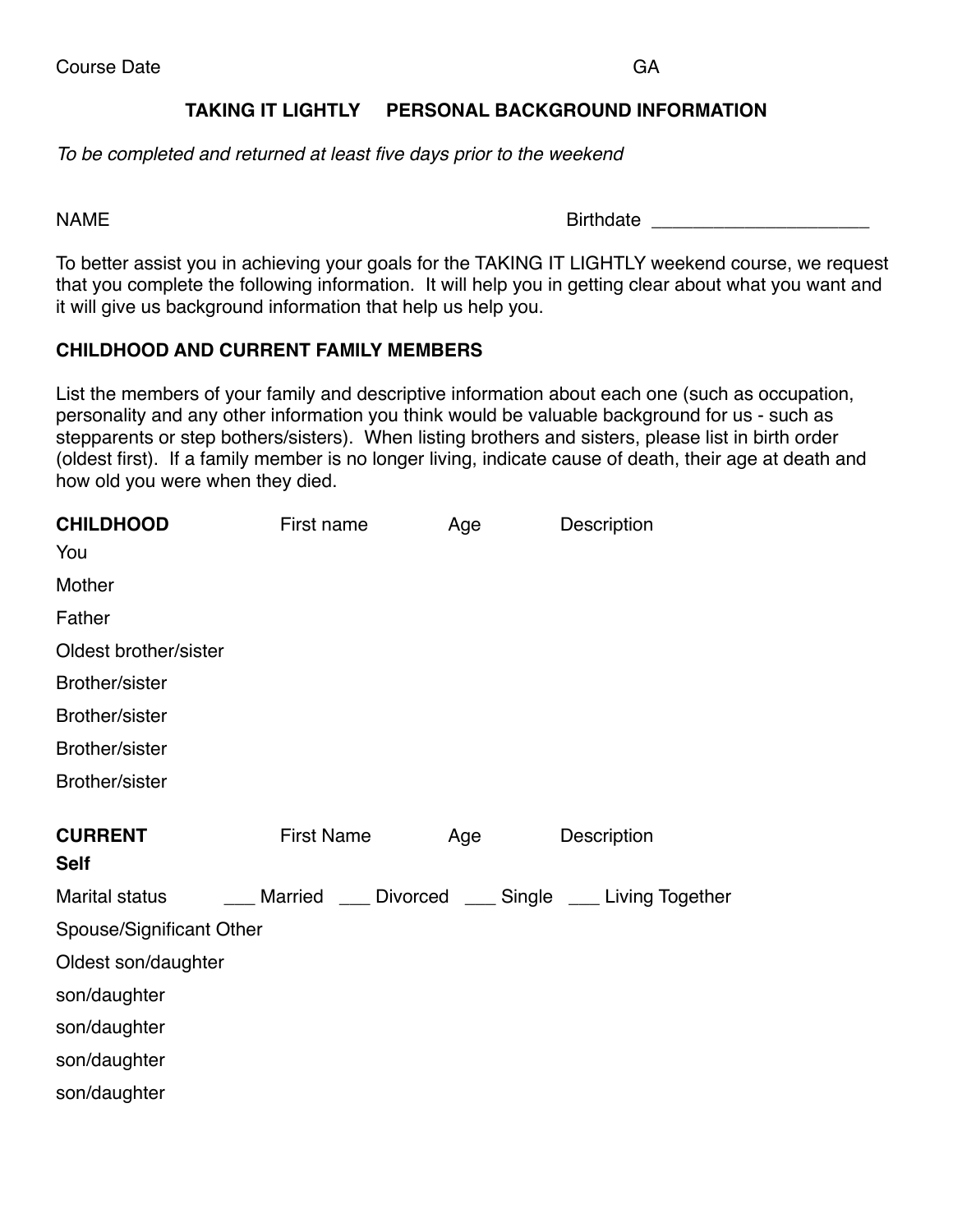Course Date GA

## TAKING IT LIGHTLY PERSONAL BACKGROUND INFORMATION

*To be completed and returned at least five days prior to the weekend*

NAME Birthdate ____________________

To better assist you in achieving your goals for the TAKING IT LIGHTLY weekend course, we request that you complete the following information. It will help you in getting clear about what you want and it will give us background information that help us help you.

### CHILDHOOD AND CURRENT FAMILY MEMBERS

List the members of your family and descriptive information about each one (such as occupation, personality and any other information you think would be valuable background for us - such as stepparents or step bothers/sisters). When listing brothers and sisters, please list in birth order (oldest first). If a family member is no longer living, indicate cause of death, their age at death and how old you were when they died.

| **CHILDHOOD** | First name | Age | Description |
|---|---|---|---|
| You | | | |
| Mother | | | |
| Father | | | |
| Oldest brother/sister | | | |
| Brother/sister | | | |
| Brother/sister | | | |
| Brother/sister | | | |
| Brother/sister | | | |

| **CURRENT** | First Name | Age | Description |
|---|---|---|---|
| **Self** | | | |

Marital status ___ Married ___ Divorced ___ Single ___ Living Together

| | | | |
|---|---|---|---|
| Spouse/Significant Other | | | |
| Oldest son/daughter | | | |
| son/daughter | | | |
| son/daughter | | | |
| son/daughter | | | |
| son/daughter | | | |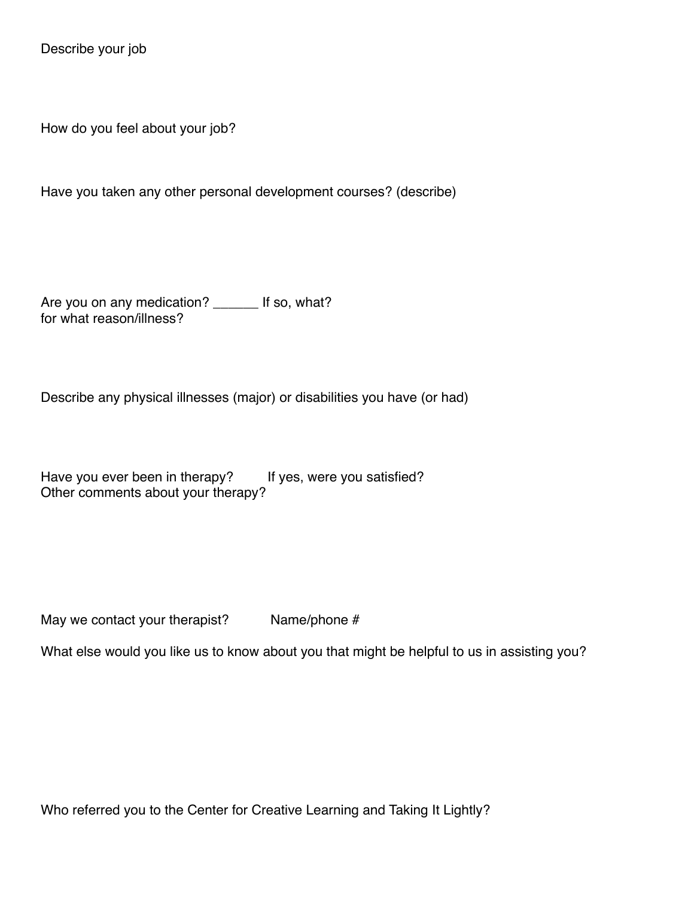Describe your job

How do you feel about your job?

Have you taken any other personal development courses? (describe)

Are you on any medication? ______ If so, what?
for what reason/illness?

Describe any physical illnesses (major) or disabilities you have (or had)

Have you ever been in therapy?  If yes, were you satisfied?
Other comments about your therapy?

May we contact your therapist?  Name/phone #

What else would you like us to know about you that might be helpful to us in assisting you?

Who referred you to the Center for Creative Learning and Taking It Lightly?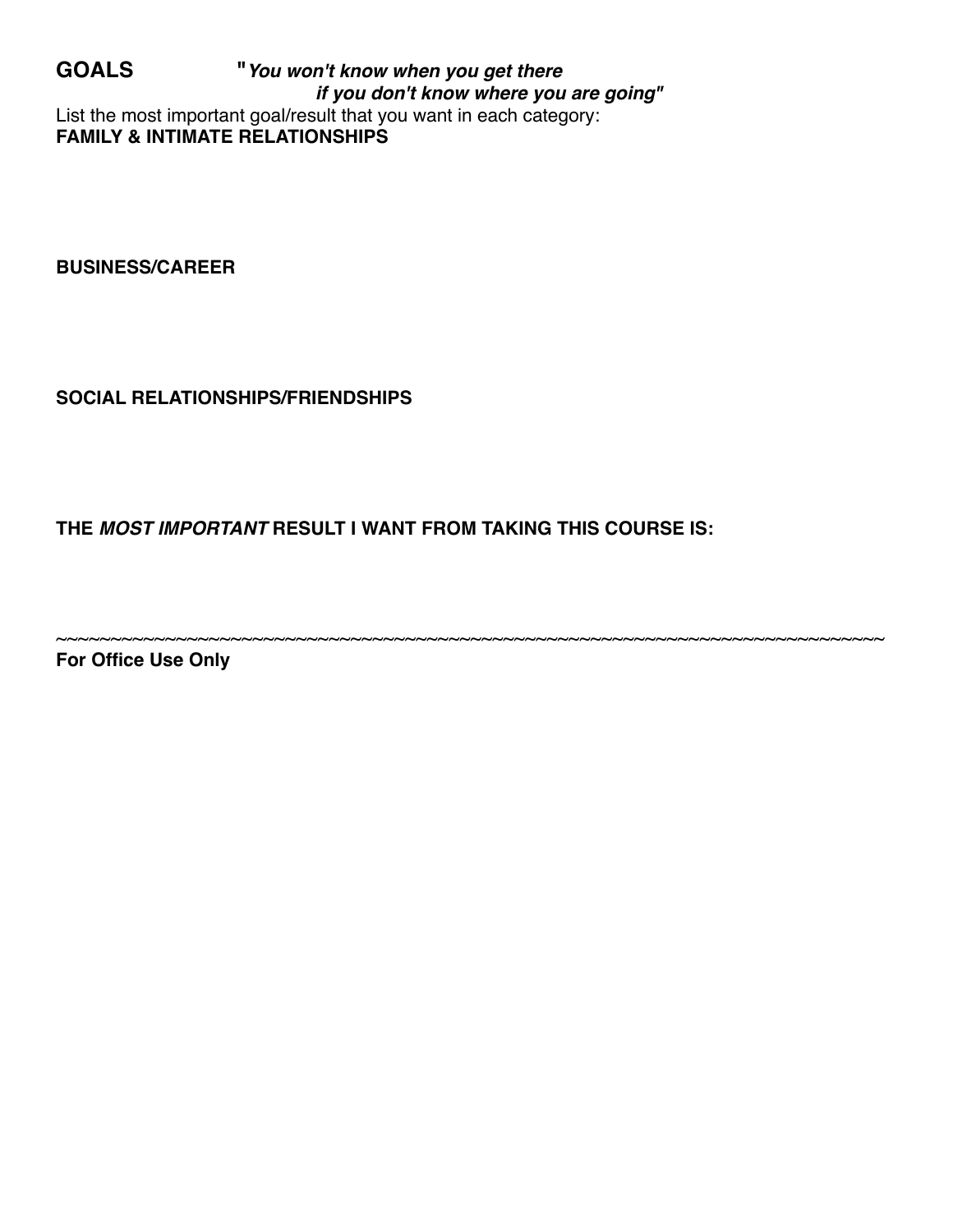## GOALS

***"You won't know when you get there***
***if you don't know where you are going"***

List the most important goal/result that you want in each category:

**FAMILY & INTIMATE RELATIONSHIPS**

**BUSINESS/CAREER**

**SOCIAL RELATIONSHIPS/FRIENDSHIPS**

**THE *MOST IMPORTANT* RESULT I WANT FROM TAKING THIS COURSE IS:**

~~~~~~~~~~~~~~~~~~~~~~~~~~~~~~~~~~~~~~~~~~~~~~~~~~~~~~~~~~~~~~~~~~~~~~~~~~

**For Office Use Only**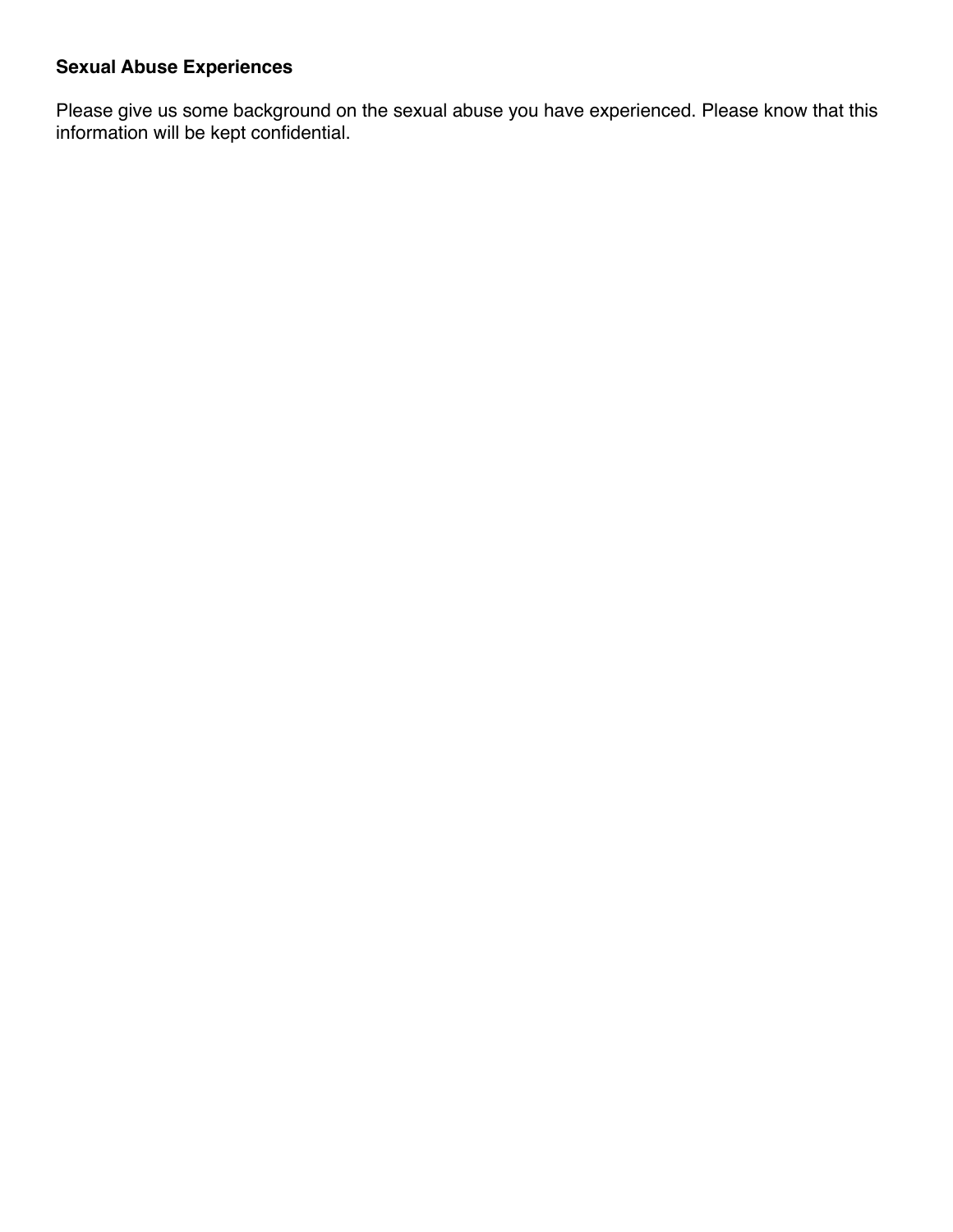**Sexual Abuse Experiences**

Please give us some background on the sexual abuse you have experienced. Please know that this information will be kept confidential.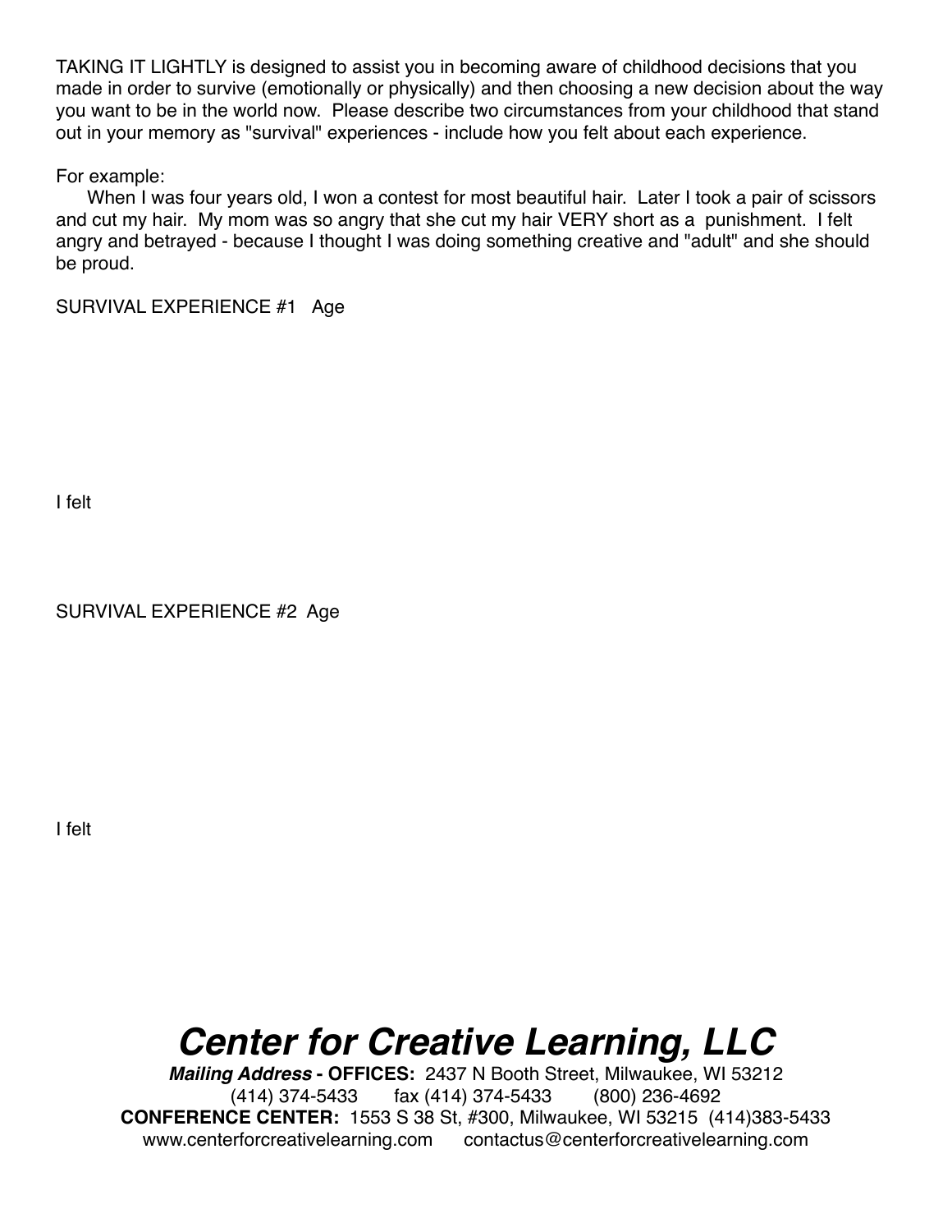TAKING IT LIGHTLY is designed to assist you in becoming aware of childhood decisions that you made in order to survive (emotionally or physically) and then choosing a new decision about the way you want to be in the world now. Please describe two circumstances from your childhood that stand out in your memory as "survival" experiences - include how you felt about each experience.

For example:

When I was four years old, I won a contest for most beautiful hair. Later I took a pair of scissors and cut my hair. My mom was so angry that she cut my hair VERY short as a punishment. I felt angry and betrayed - because I thought I was doing something creative and "adult" and she should be proud.

SURVIVAL EXPERIENCE #1 Age

I felt

SURVIVAL EXPERIENCE #2 Age

I felt

## ***Center for Creative Learning, LLC***

***Mailing Address*** **- OFFICES:** 2437 N Booth Street, Milwaukee, WI 53212
(414) 374-5433 fax (414) 374-5433 (800) 236-4692
**CONFERENCE CENTER:** 1553 S 38 St, #300, Milwaukee, WI 53215 (414)383-5433
www.centerforcreativelearning.com contactus@centerforcreativelearning.com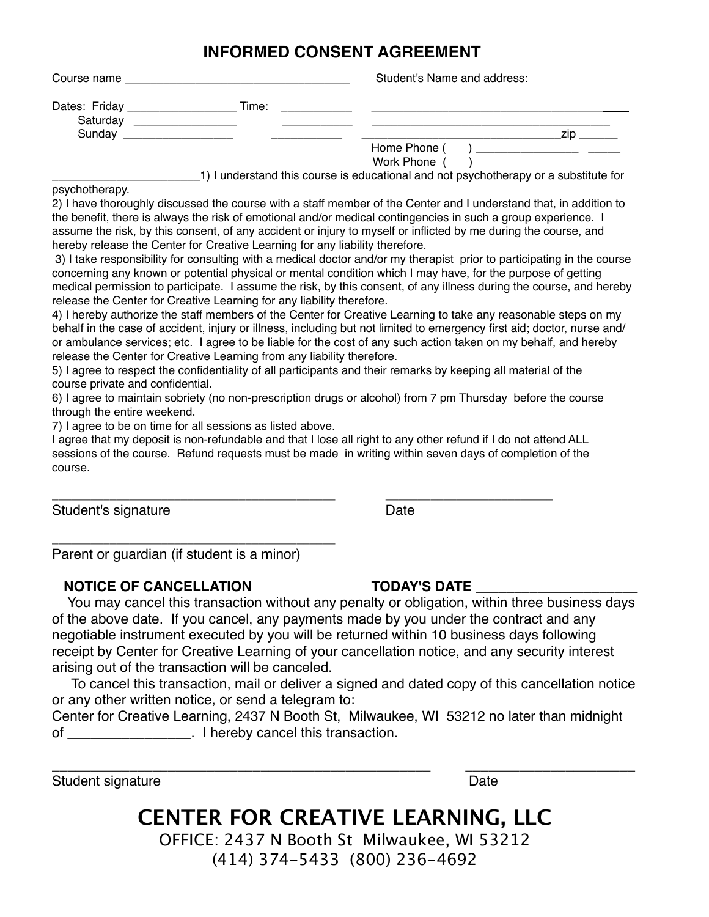# INFORMED CONSENT AGREEMENT

Course name ___________________________________

Student's Name and address:

Dates: Friday _________________ Time: ___________

Saturday ________________ ___________

Sunday _________________ ___________

_______________________________________

_______________________________________

________________________________zip ______

Home Phone ( ) ______________________

Work Phone ( )

______________________1) I understand this course is educational and not psychotherapy or a substitute for psychotherapy.

2) I have thoroughly discussed the course with a staff member of the Center and I understand that, in addition to the benefit, there is always the risk of emotional and/or medical contingencies in such a group experience. I assume the risk, by this consent, of any accident or injury to myself or inflicted by me during the course, and hereby release the Center for Creative Learning for any liability therefore.

3) I take responsibility for consulting with a medical doctor and/or my therapist prior to participating in the course concerning any known or potential physical or mental condition which I may have, for the purpose of getting medical permission to participate. I assume the risk, by this consent, of any illness during the course, and hereby release the Center for Creative Learning for any liability therefore.

4) I hereby authorize the staff members of the Center for Creative Learning to take any reasonable steps on my behalf in the case of accident, injury or illness, including but not limited to emergency first aid; doctor, nurse and/or ambulance services; etc. I agree to be liable for the cost of any such action taken on my behalf, and hereby release the Center for Creative Learning from any liability therefore.

5) I agree to respect the confidentiality of all participants and their remarks by keeping all material of the course private and confidential.

6) I agree to maintain sobriety (no non-prescription drugs or alcohol) from 7 pm Thursday before the course through the entire weekend.

7) I agree to be on time for all sessions as listed above.

I agree that my deposit is non-refundable and that I lose all right to any other refund if I do not attend ALL sessions of the course. Refund requests must be made in writing within seven days of completion of the course.

_______________________________________ ________________________

Student's signature Date

_______________________________________

Parent or guardian (if student is a minor)

**NOTICE OF CANCELLATION** **TODAY'S DATE** _____________________

You may cancel this transaction without any penalty or obligation, within three business days of the above date. If you cancel, any payments made by you under the contract and any negotiable instrument executed by you will be returned within 10 business days following receipt by Center for Creative Learning of your cancellation notice, and any security interest arising out of the transaction will be canceled.

To cancel this transaction, mail or deliver a signed and dated copy of this cancellation notice or any other written notice, or send a telegram to:
Center for Creative Learning, 2437 N Booth St, Milwaukee, WI 53212 no later than midnight of _______________. I hereby cancel this transaction.

_______________________________________________ _______________________

Student signature Date

## CENTER FOR CREATIVE LEARNING, LLC

OFFICE: 2437 N Booth St Milwaukee, WI 53212
(414) 374-5433 (800) 236-4692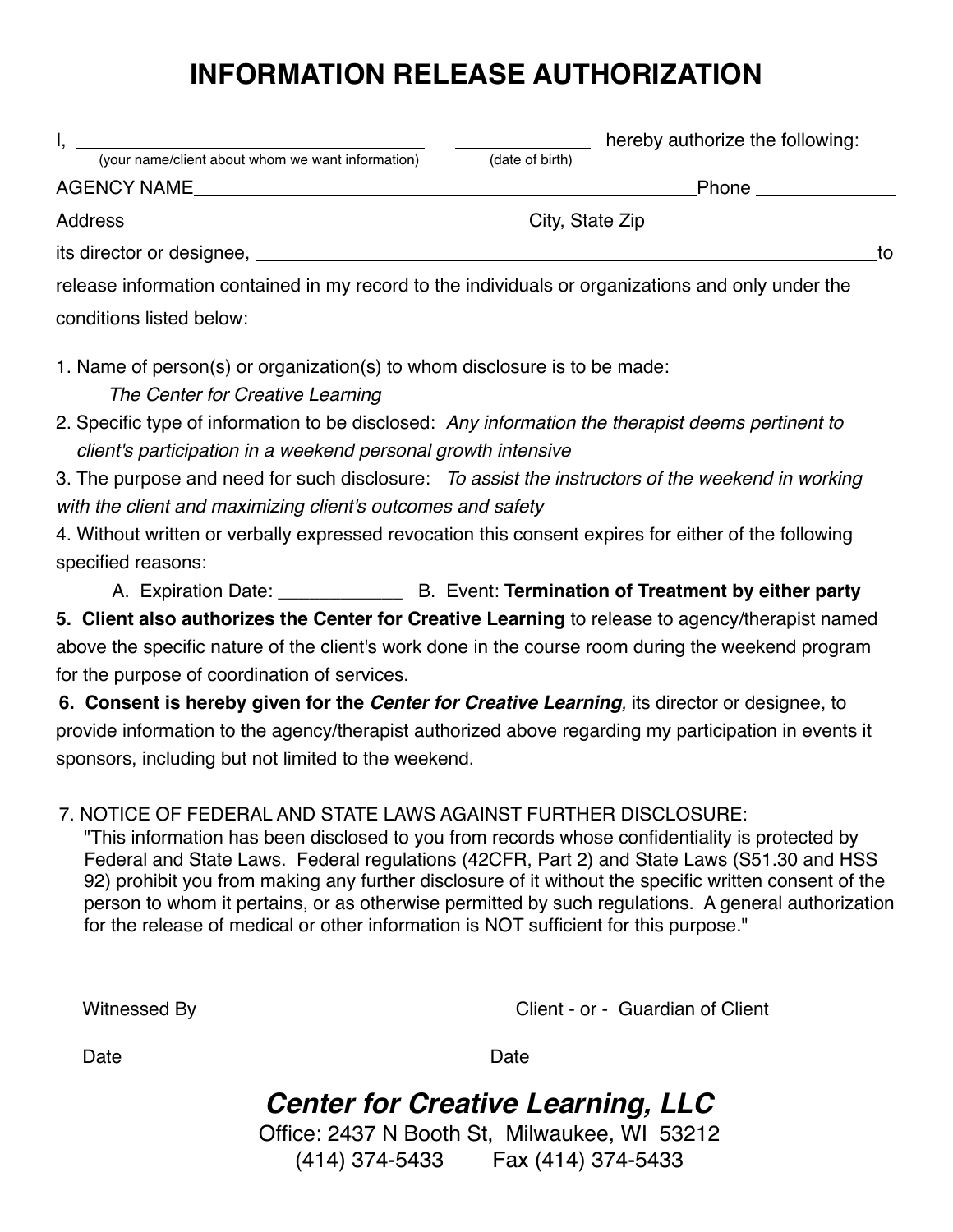# INFORMATION RELEASE AUTHORIZATION

I, ______________________________ ____________ hereby authorize the following:
(your name/client about whom we want information) (date of birth)

AGENCY NAME__________________________________________Phone ____________

Address________________________________City, State Zip ________________

its director or designee, ________________________________________________to

release information contained in my record to the individuals or organizations and only under the conditions listed below:

1. Name of person(s) or organization(s) to whom disclosure is to be made:
   *The Center for Creative Learning*
2. Specific type of information to be disclosed: *Any information the therapist deems pertinent to client's participation in a weekend personal growth intensive*
3. The purpose and need for such disclosure: *To assist the instructors of the weekend in working with the client and maximizing client's outcomes and safety*
4. Without written or verbally expressed revocation this consent expires for either of the following specified reasons:
   A. Expiration Date: ____________ B. Event: **Termination of Treatment by either party**

**5. Client also authorizes the Center for Creative Learning** to release to agency/therapist named above the specific nature of the client's work done in the course room during the weekend program for the purpose of coordination of services.

**6. Consent is hereby given for the *Center for Creative Learning*,** its director or designee, to provide information to the agency/therapist authorized above regarding my participation in events it sponsors, including but not limited to the weekend.

7. NOTICE OF FEDERAL AND STATE LAWS AGAINST FURTHER DISCLOSURE:
   "This information has been disclosed to you from records whose confidentiality is protected by Federal and State Laws. Federal regulations (42CFR, Part 2) and State Laws (S51.30 and HSS 92) prohibit you from making any further disclosure of it without the specific written consent of the person to whom it pertains, or as otherwise permitted by such regulations. A general authorization for the release of medical or other information is NOT sufficient for this purpose."

______________________________ ______________________________
Witnessed By Client - or - Guardian of Client

Date ____________________________ Date____________________________

## *Center for Creative Learning, LLC*

Office: 2437 N Booth St, Milwaukee, WI 53212
(414) 374-5433 Fax (414) 374-5433